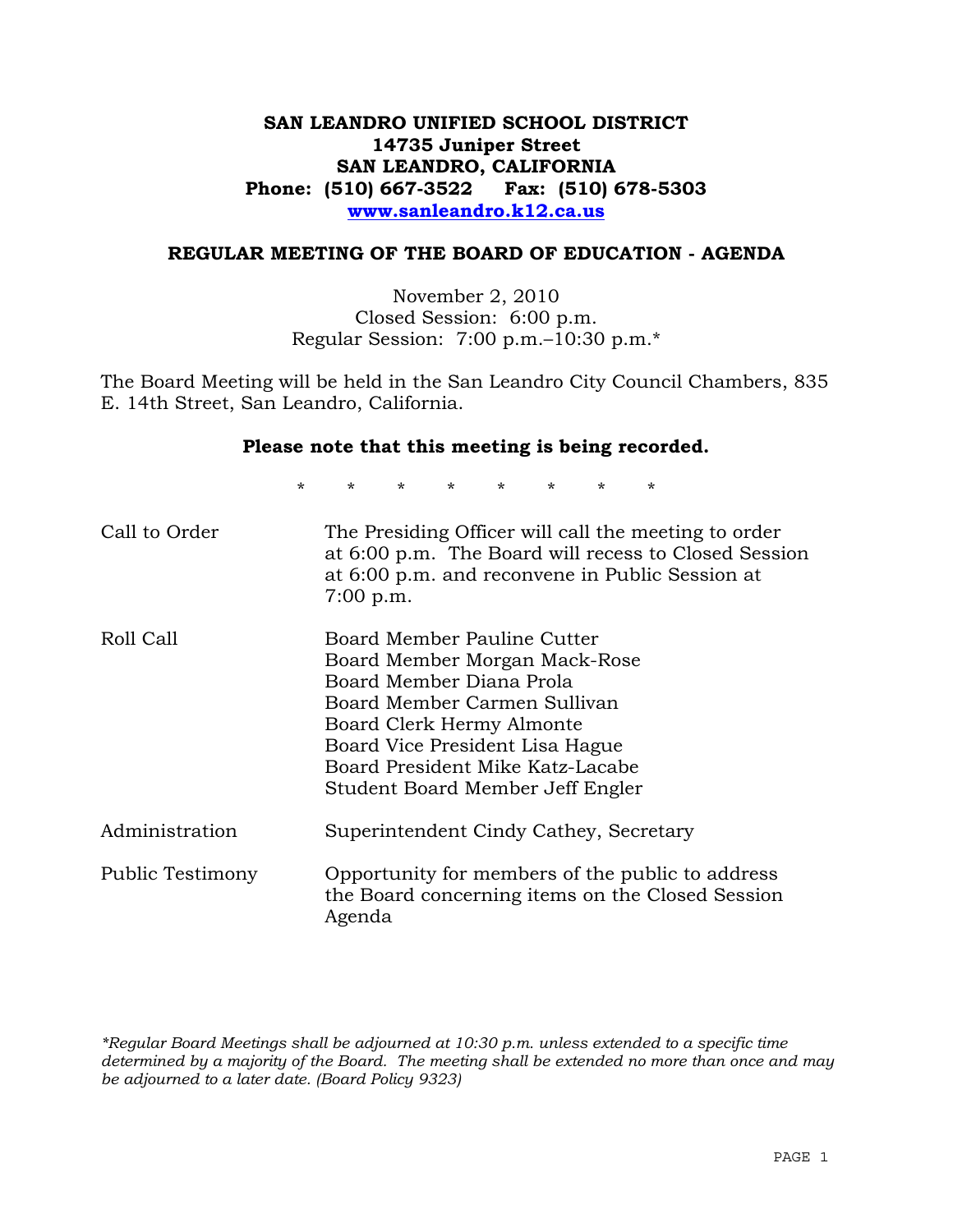# SAN LEANDRO UNIFIED SCHOOL DISTRICT
**14735 Juniper Street**
**SAN LEANDRO, CALIFORNIA**
**Phone: (510) 667-3522 Fax: (510) 678-5303**
**www.sanleandro.k12.ca.us**

## REGULAR MEETING OF THE BOARD OF EDUCATION - AGENDA

November 2, 2010
Closed Session: 6:00 p.m.
Regular Session: 7:00 p.m.–10:30 p.m.*

The Board Meeting will be held in the San Leandro City Council Chambers, 835 E. 14th Street, San Leandro, California.

**Please note that this meeting is being recorded.**

\* \* \* \* \* \* \* \*

| | |
|---|---|
| Call to Order | The Presiding Officer will call the meeting to order at 6:00 p.m. The Board will recess to Closed Session at 6:00 p.m. and reconvene in Public Session at 7:00 p.m. |
| Roll Call | Board Member Pauline Cutter<br>Board Member Morgan Mack-Rose<br>Board Member Diana Prola<br>Board Member Carmen Sullivan<br>Board Clerk Hermy Almonte<br>Board Vice President Lisa Hague<br>Board President Mike Katz-Lacabe<br>Student Board Member Jeff Engler |
| Administration | Superintendent Cindy Cathey, Secretary |
| Public Testimony | Opportunity for members of the public to address the Board concerning items on the Closed Session Agenda |

*\*Regular Board Meetings shall be adjourned at 10:30 p.m. unless extended to a specific time determined by a majority of the Board. The meeting shall be extended no more than once and may be adjourned to a later date. (Board Policy 9323)*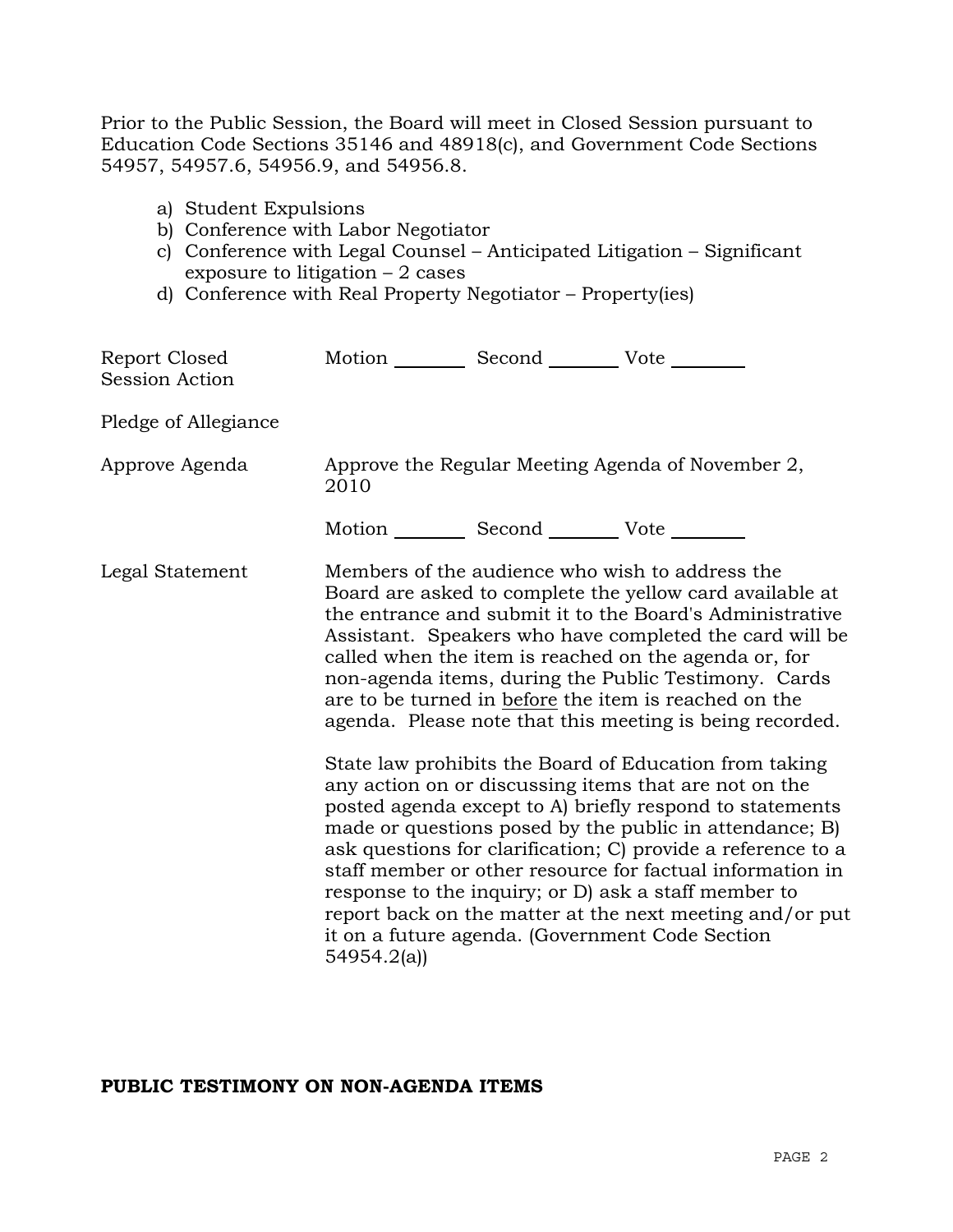Prior to the Public Session, the Board will meet in Closed Session pursuant to Education Code Sections 35146 and 48918(c), and Government Code Sections 54957, 54957.6, 54956.9, and 54956.8.

a) Student Expulsions
b) Conference with Labor Negotiator
c) Conference with Legal Counsel – Anticipated Litigation – Significant exposure to litigation – 2 cases
d) Conference with Real Property Negotiator – Property(ies)

Report Closed Session Action — Motion ________ Second ________ Vote ________

Pledge of Allegiance

Approve Agenda — Approve the Regular Meeting Agenda of November 2, 2010

Motion ________ Second ________ Vote ________

Legal Statement — Members of the audience who wish to address the Board are asked to complete the yellow card available at the entrance and submit it to the Board's Administrative Assistant. Speakers who have completed the card will be called when the item is reached on the agenda or, for non-agenda items, during the Public Testimony. Cards are to be turned in <u>before</u> the item is reached on the agenda. Please note that this meeting is being recorded.

State law prohibits the Board of Education from taking any action on or discussing items that are not on the posted agenda except to A) briefly respond to statements made or questions posed by the public in attendance; B) ask questions for clarification; C) provide a reference to a staff member or other resource for factual information in response to the inquiry; or D) ask a staff member to report back on the matter at the next meeting and/or put it on a future agenda. (Government Code Section 54954.2(a))

**PUBLIC TESTIMONY ON NON-AGENDA ITEMS**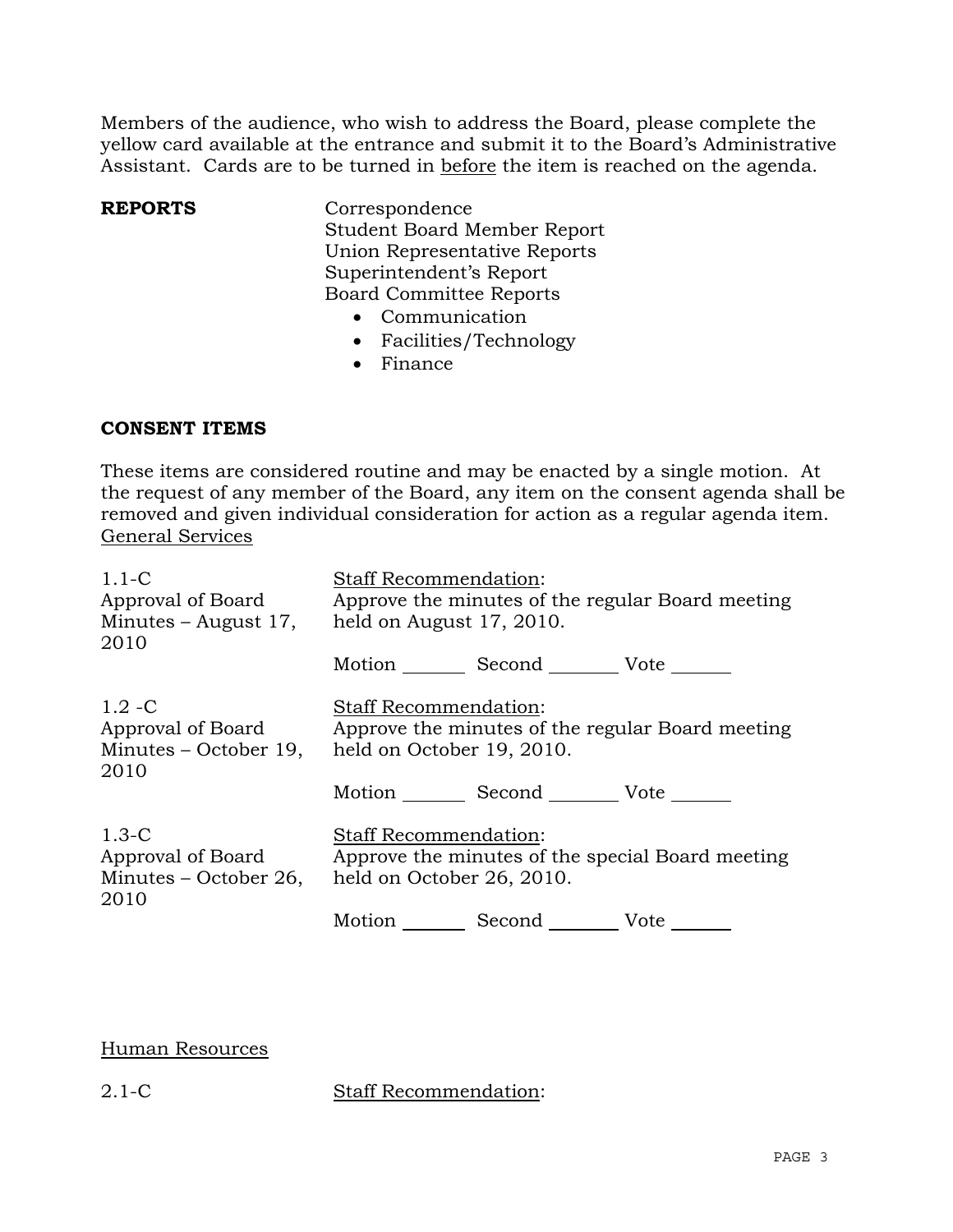Members of the audience, who wish to address the Board, please complete the yellow card available at the entrance and submit it to the Board's Administrative Assistant. Cards are to be turned in before the item is reached on the agenda.

**REPORTS**

Correspondence
Student Board Member Report
Union Representative Reports
Superintendent's Report
Board Committee Reports

- Communication
- Facilities/Technology
- Finance

**CONSENT ITEMS**

These items are considered routine and may be enacted by a single motion. At the request of any member of the Board, any item on the consent agenda shall be removed and given individual consideration for action as a regular agenda item.

General Services

1.1-C
Approval of Board Minutes – August 17, 2010

Staff Recommendation:
Approve the minutes of the regular Board meeting held on August 17, 2010.

Motion _______ Second _______ Vote _______

1.2 -C
Approval of Board Minutes – October 19, 2010

Staff Recommendation:
Approve the minutes of the regular Board meeting held on October 19, 2010.

Motion _______ Second _______ Vote _______

1.3-C
Approval of Board Minutes – October 26, 2010

Staff Recommendation:
Approve the minutes of the special Board meeting held on October 26, 2010.

Motion _______ Second _______ Vote _______

Human Resources

2.1-C

Staff Recommendation: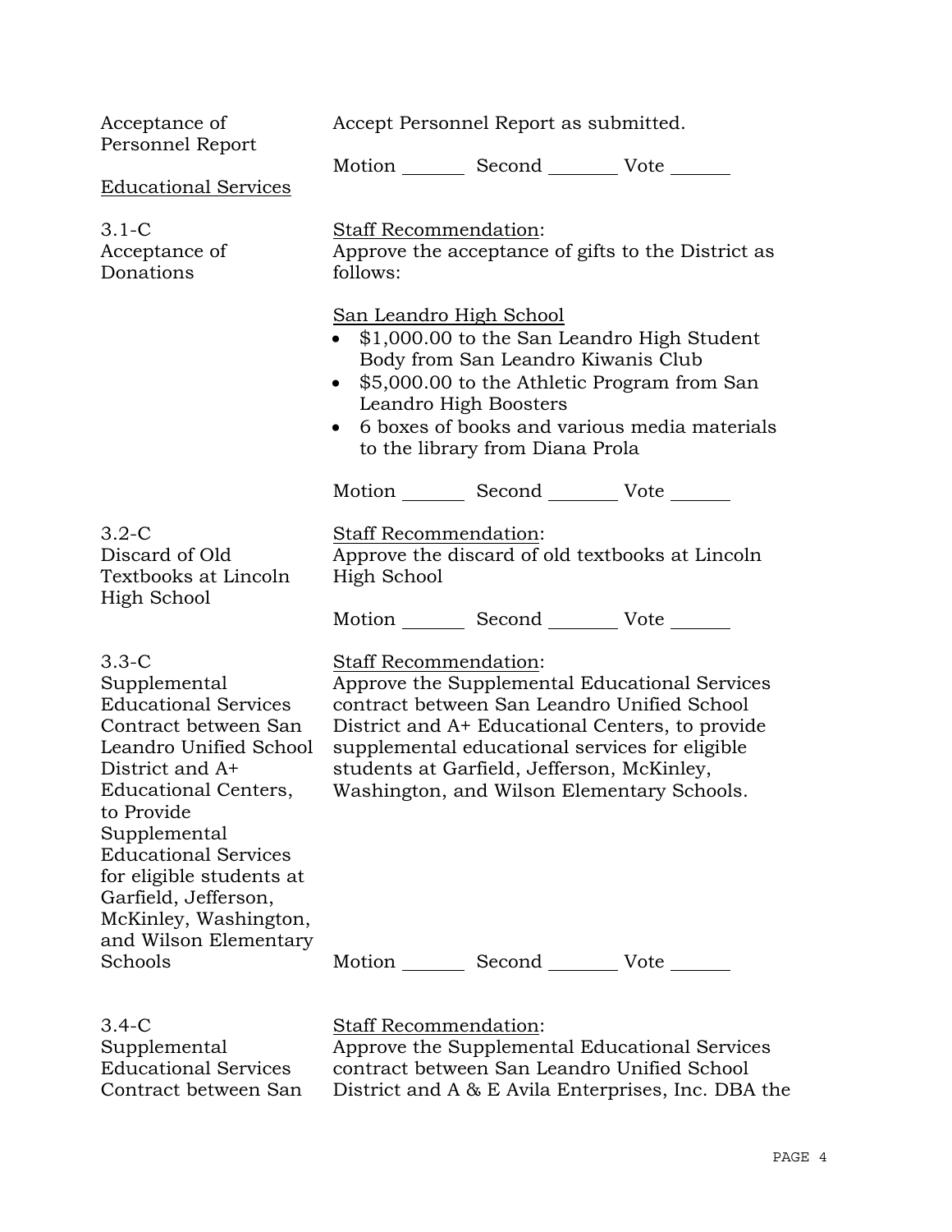Acceptance of Personnel Report

Accept Personnel Report as submitted.

Motion _______ Second ________ Vote _______

<u>Educational Services</u>

3.1-C
Acceptance of Donations

<u>Staff Recommendation</u>:
Approve the acceptance of gifts to the District as follows:

<u>San Leandro High School</u>

- $1,000.00 to the San Leandro High Student Body from San Leandro Kiwanis Club
- $5,000.00 to the Athletic Program from San Leandro High Boosters
- 6 boxes of books and various media materials to the library from Diana Prola

Motion _______ Second ________ Vote _______

3.2-C
Discard of Old Textbooks at Lincoln High School

<u>Staff Recommendation</u>:
Approve the discard of old textbooks at Lincoln High School

Motion _______ Second ________ Vote _______

3.3-C
Supplemental Educational Services Contract between San Leandro Unified School District and A+ Educational Centers, to Provide Supplemental Educational Services for eligible students at Garfield, Jefferson, McKinley, Washington, and Wilson Elementary Schools

<u>Staff Recommendation</u>:
Approve the Supplemental Educational Services contract between San Leandro Unified School District and A+ Educational Centers, to provide supplemental educational services for eligible students at Garfield, Jefferson, McKinley, Washington, and Wilson Elementary Schools.

Motion _______ Second ________ Vote _______

3.4-C
Supplemental Educational Services Contract between San

<u>Staff Recommendation</u>:
Approve the Supplemental Educational Services contract between San Leandro Unified School District and A & E Avila Enterprises, Inc. DBA the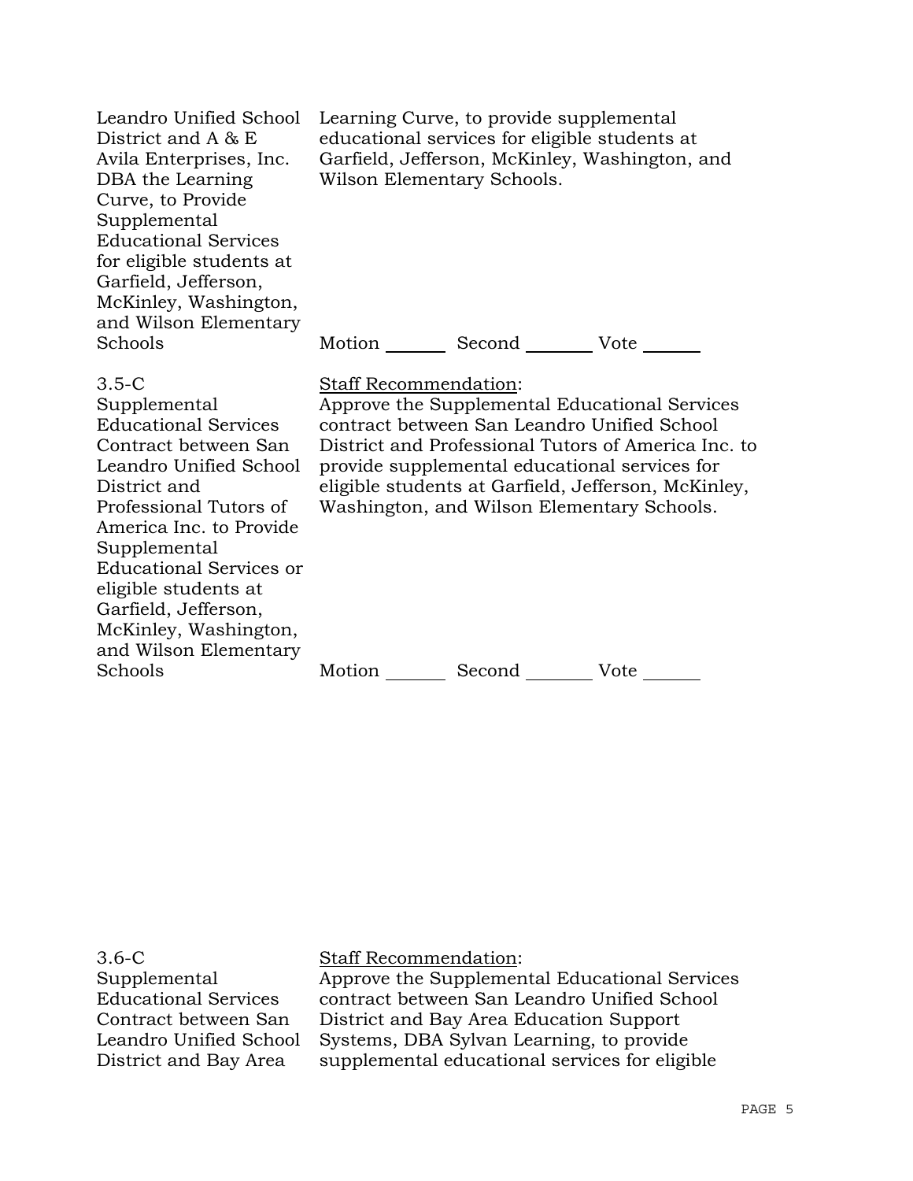Leandro Unified School District and A & E Avila Enterprises, Inc. DBA the Learning Curve, to Provide Supplemental Educational Services for eligible students at Garfield, Jefferson, McKinley, Washington, and Wilson Elementary Schools

Learning Curve, to provide supplemental educational services for eligible students at Garfield, Jefferson, McKinley, Washington, and Wilson Elementary Schools.

Motion _______ Second ________ Vote _______

3.5-C
Supplemental Educational Services Contract between San Leandro Unified School District and Professional Tutors of America Inc. to Provide Supplemental Educational Services or eligible students at Garfield, Jefferson, McKinley, Washington, and Wilson Elementary Schools

Staff Recommendation:
Approve the Supplemental Educational Services contract between San Leandro Unified School District and Professional Tutors of America Inc. to provide supplemental educational services for eligible students at Garfield, Jefferson, McKinley, Washington, and Wilson Elementary Schools.

Motion _______ Second ________ Vote _______

3.6-C
Supplemental Educational Services Contract between San Leandro Unified School District and Bay Area

Staff Recommendation:
Approve the Supplemental Educational Services contract between San Leandro Unified School District and Bay Area Education Support Systems, DBA Sylvan Learning, to provide supplemental educational services for eligible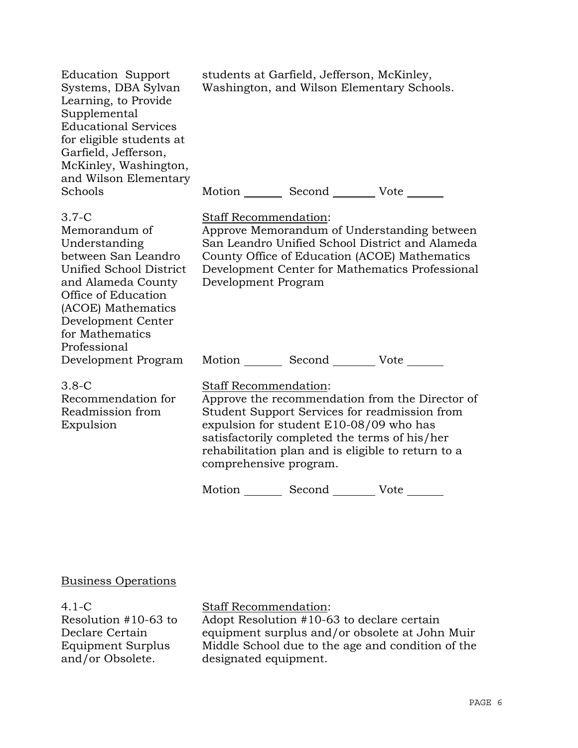Education Support Systems, DBA Sylvan Learning, to Provide Supplemental Educational Services for eligible students at Garfield, Jefferson, McKinley, Washington, and Wilson Elementary Schools

students at Garfield, Jefferson, McKinley, Washington, and Wilson Elementary Schools.

Motion _______ Second _______ Vote _______

3.7-C
Memorandum of Understanding between San Leandro Unified School District and Alameda County Office of Education (ACOE) Mathematics Development Center for Mathematics Professional Development Program

Staff Recommendation:
Approve Memorandum of Understanding between San Leandro Unified School District and Alameda County Office of Education (ACOE) Mathematics Development Center for Mathematics Professional Development Program

Motion _______ Second _______ Vote _______

3.8-C
Recommendation for Readmission from Expulsion

Staff Recommendation:
Approve the recommendation from the Director of Student Support Services for readmission from expulsion for student E10-08/09 who has satisfactorily completed the terms of his/her rehabilitation plan and is eligible to return to a comprehensive program.

Motion _______ Second _______ Vote _______

## Business Operations

4.1-C
Resolution #10-63 to Declare Certain Equipment Surplus and/or Obsolete.

Staff Recommendation:
Adopt Resolution #10-63 to declare certain equipment surplus and/or obsolete at John Muir Middle School due to the age and condition of the designated equipment.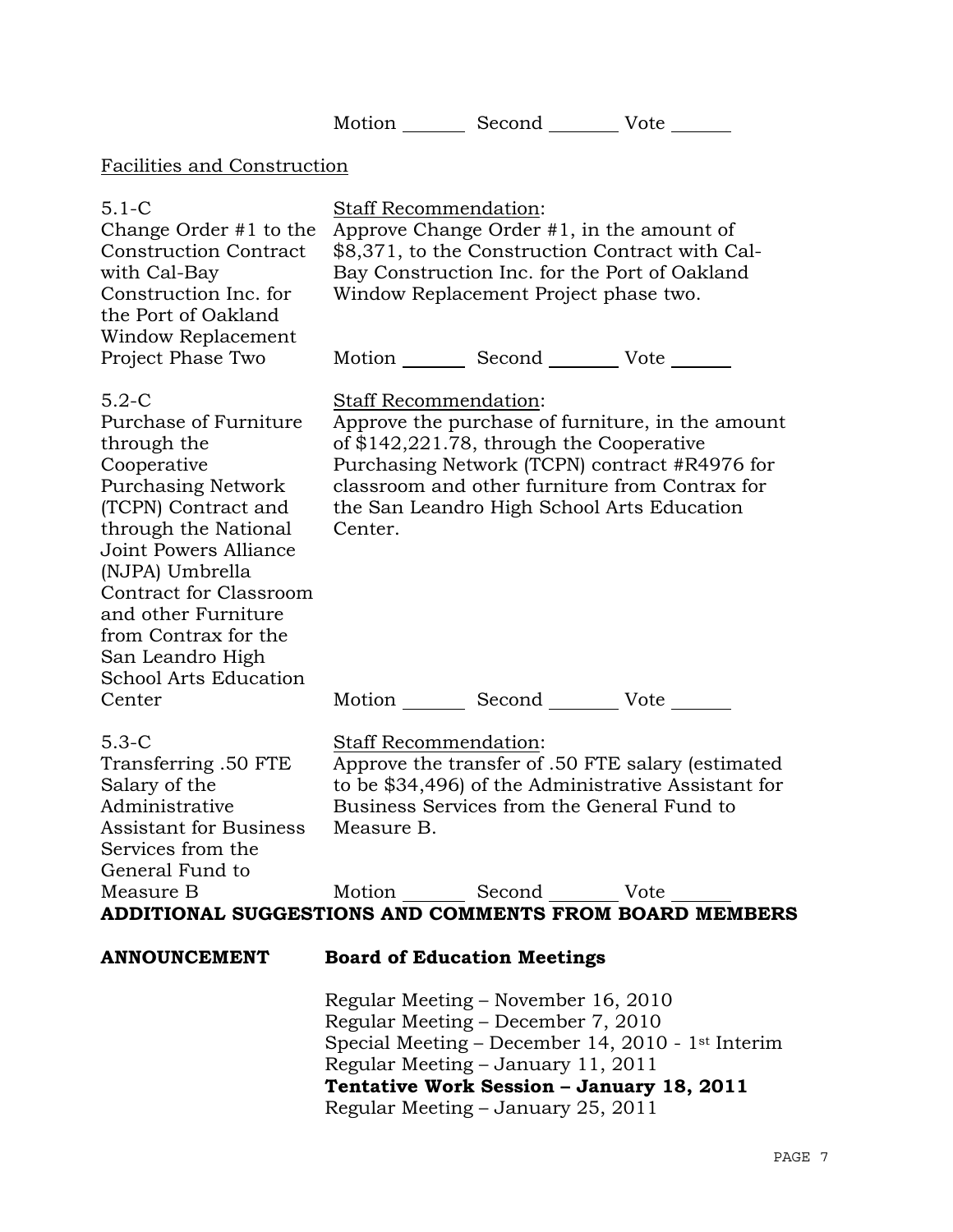Motion _______ Second _______ Vote ______

Facilities and Construction

| | |
|---|---|
| 5.1-C<br>Change Order #1 to the Construction Contract with Cal-Bay Construction Inc. for the Port of Oakland Window Replacement Project Phase Two | Staff Recommendation:<br>Approve Change Order #1, in the amount of $8,371, to the Construction Contract with Cal-Bay Construction Inc. for the Port of Oakland Window Replacement Project phase two.<br><br>Motion _______ Second _______ Vote ______ |
| 5.2-C<br>Purchase of Furniture through the Cooperative Purchasing Network (TCPN) Contract and through the National Joint Powers Alliance (NJPA) Umbrella Contract for Classroom and other Furniture from Contrax for the San Leandro High School Arts Education Center | Staff Recommendation:<br>Approve the purchase of furniture, in the amount of $142,221.78, through the Cooperative Purchasing Network (TCPN) contract #R4976 for classroom and other furniture from Contrax for the San Leandro High School Arts Education Center.<br><br>Motion _______ Second _______ Vote ______ |
| 5.3-C<br>Transferring .50 FTE Salary of the Administrative Assistant for Business Services from the General Fund to Measure B | Staff Recommendation:<br>Approve the transfer of .50 FTE salary (estimated to be $34,496) of the Administrative Assistant for Business Services from the General Fund to Measure B.<br><br>Motion _______ Second _______ Vote ______ |

**ADDITIONAL SUGGESTIONS AND COMMENTS FROM BOARD MEMBERS**

**ANNOUNCEMENT** **Board of Education Meetings**

Regular Meeting – November 16, 2010
Regular Meeting – December 7, 2010
Special Meeting – December 14, 2010 - 1st Interim
Regular Meeting – January 11, 2011
**Tentative Work Session – January 18, 2011**
Regular Meeting – January 25, 2011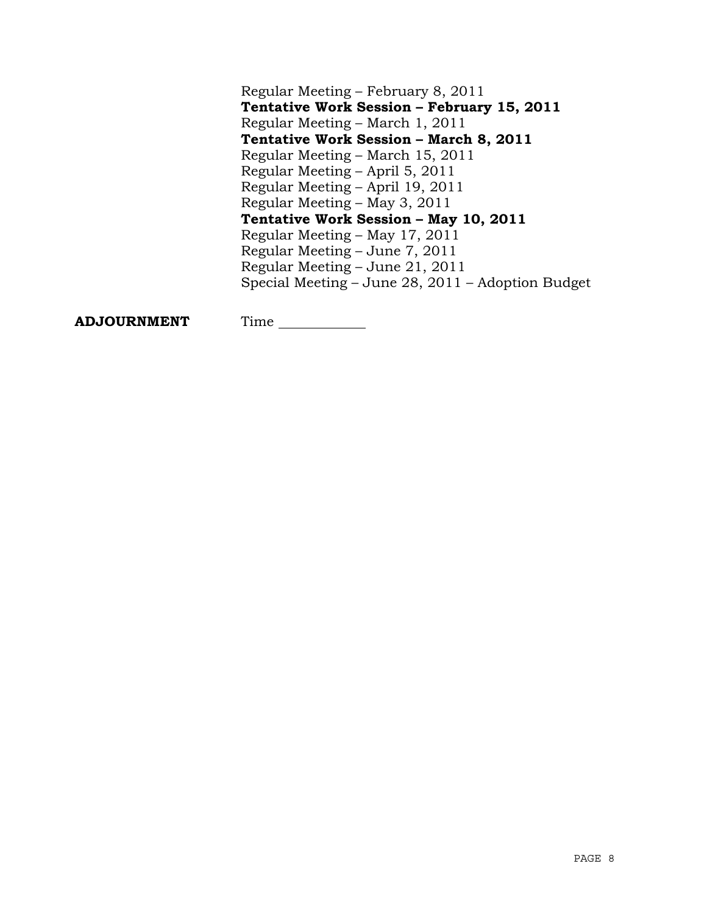Regular Meeting – February 8, 2011
**Tentative Work Session – February 15, 2011**
Regular Meeting – March 1, 2011
**Tentative Work Session – March 8, 2011**
Regular Meeting – March 15, 2011
Regular Meeting – April 5, 2011
Regular Meeting – April 19, 2011
Regular Meeting – May 3, 2011
**Tentative Work Session – May 10, 2011**
Regular Meeting – May 17, 2011
Regular Meeting – June 7, 2011
Regular Meeting – June 21, 2011
Special Meeting – June 28, 2011 – Adoption Budget

**ADJOURNMENT** Time ____________